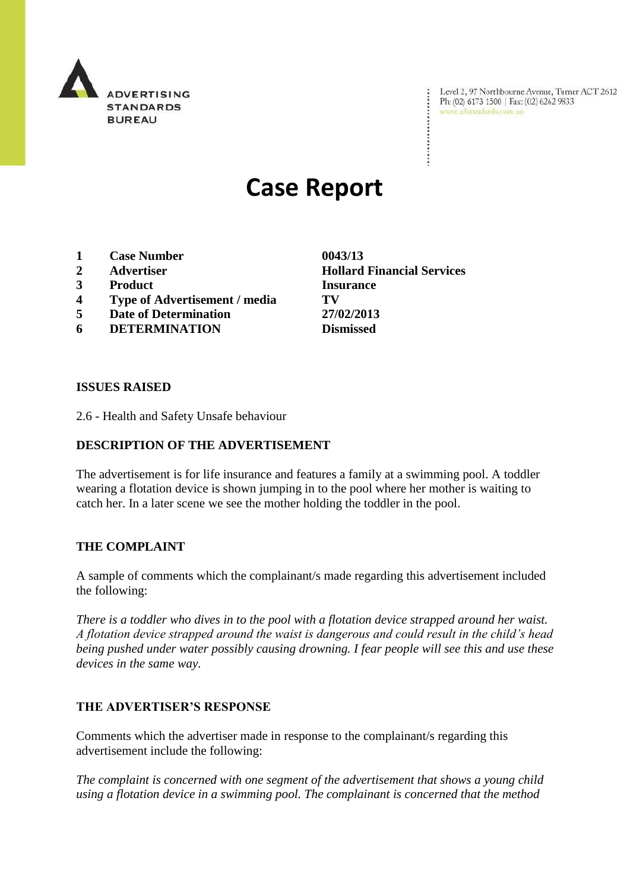ADVERTISING STANDARDS BUREAU

Level 2, 97 Northbourne Avenue, Turner ACT 2612
Ph: (02) 6173 1500 | Fax: (02) 6262 9833
www.adstandards.com.au

# Case Report

| | | |
|---|---|---|
| **1** | **Case Number** | **0043/13** |
| **2** | **Advertiser** | **Hollard Financial Services** |
| **3** | **Product** | **Insurance** |
| **4** | **Type of Advertisement / media** | **TV** |
| **5** | **Date of Determination** | **27/02/2013** |
| **6** | **DETERMINATION** | **Dismissed** |

**ISSUES RAISED**

2.6 - Health and Safety Unsafe behaviour

**DESCRIPTION OF THE ADVERTISEMENT**

The advertisement is for life insurance and features a family at a swimming pool. A toddler wearing a flotation device is shown jumping in to the pool where her mother is waiting to catch her. In a later scene we see the mother holding the toddler in the pool.

**THE COMPLAINT**

A sample of comments which the complainant/s made regarding this advertisement included the following:

*There is a toddler who dives in to the pool with a flotation device strapped around her waist. A flotation device strapped around the waist is dangerous and could result in the child's head being pushed under water possibly causing drowning. I fear people will see this and use these devices in the same way.*

**THE ADVERTISER'S RESPONSE**

Comments which the advertiser made in response to the complainant/s regarding this advertisement include the following:

*The complaint is concerned with one segment of the advertisement that shows a young child using a flotation device in a swimming pool. The complainant is concerned that the method*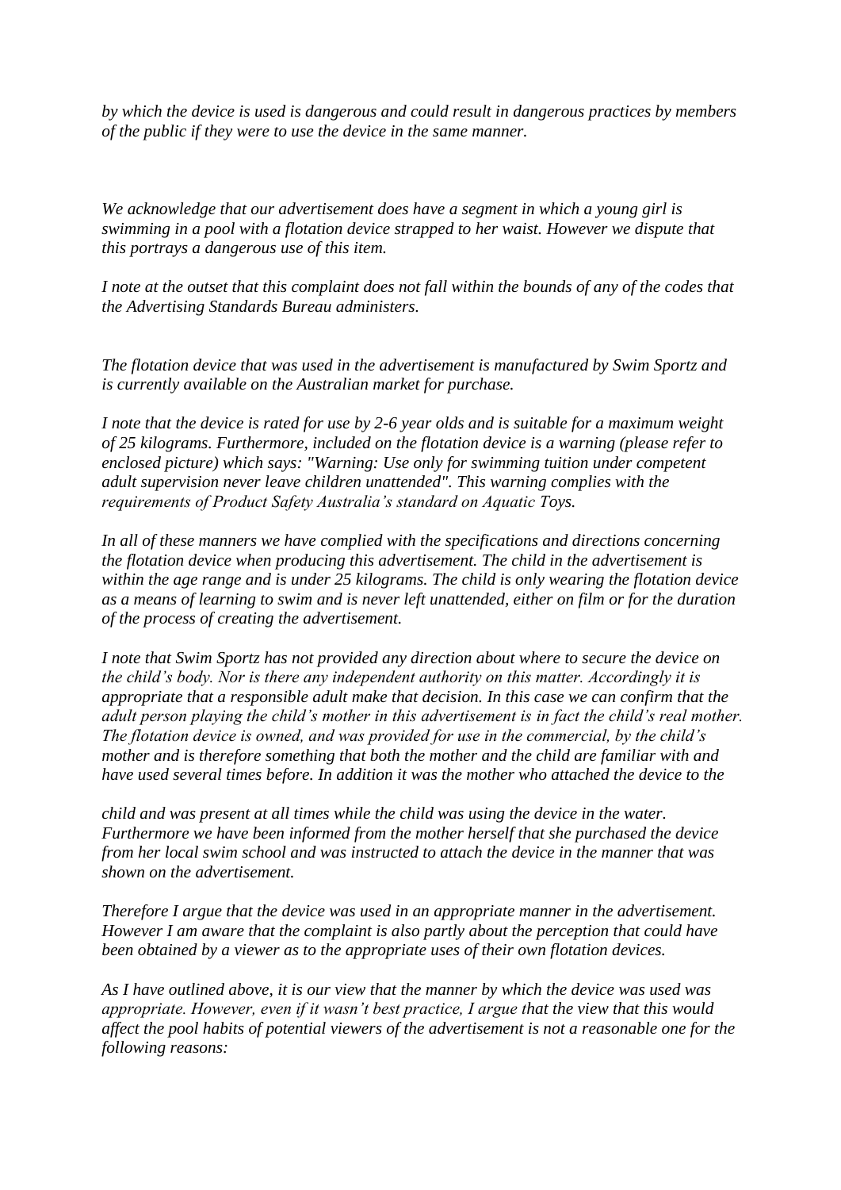*by which the device is used is dangerous and could result in dangerous practices by members of the public if they were to use the device in the same manner.*

*We acknowledge that our advertisement does have a segment in which a young girl is swimming in a pool with a flotation device strapped to her waist. However we dispute that this portrays a dangerous use of this item.*

*I note at the outset that this complaint does not fall within the bounds of any of the codes that the Advertising Standards Bureau administers.*

*The flotation device that was used in the advertisement is manufactured by Swim Sportz and is currently available on the Australian market for purchase.*

*I note that the device is rated for use by 2-6 year olds and is suitable for a maximum weight of 25 kilograms. Furthermore, included on the flotation device is a warning (please refer to enclosed picture) which says: "Warning: Use only for swimming tuition under competent adult supervision never leave children unattended". This warning complies with the requirements of Product Safety Australia's standard on Aquatic Toys.*

*In all of these manners we have complied with the specifications and directions concerning the flotation device when producing this advertisement. The child in the advertisement is within the age range and is under 25 kilograms. The child is only wearing the flotation device as a means of learning to swim and is never left unattended, either on film or for the duration of the process of creating the advertisement.*

*I note that Swim Sportz has not provided any direction about where to secure the device on the child's body. Nor is there any independent authority on this matter. Accordingly it is appropriate that a responsible adult make that decision. In this case we can confirm that the adult person playing the child's mother in this advertisement is in fact the child's real mother. The flotation device is owned, and was provided for use in the commercial, by the child's mother and is therefore something that both the mother and the child are familiar with and have used several times before. In addition it was the mother who attached the device to the child and was present at all times while the child was using the device in the water. Furthermore we have been informed from the mother herself that she purchased the device from her local swim school and was instructed to attach the device in the manner that was shown on the advertisement.*

*Therefore I argue that the device was used in an appropriate manner in the advertisement. However I am aware that the complaint is also partly about the perception that could have been obtained by a viewer as to the appropriate uses of their own flotation devices.*

*As I have outlined above, it is our view that the manner by which the device was used was appropriate. However, even if it wasn't best practice, I argue that the view that this would affect the pool habits of potential viewers of the advertisement is not a reasonable one for the following reasons:*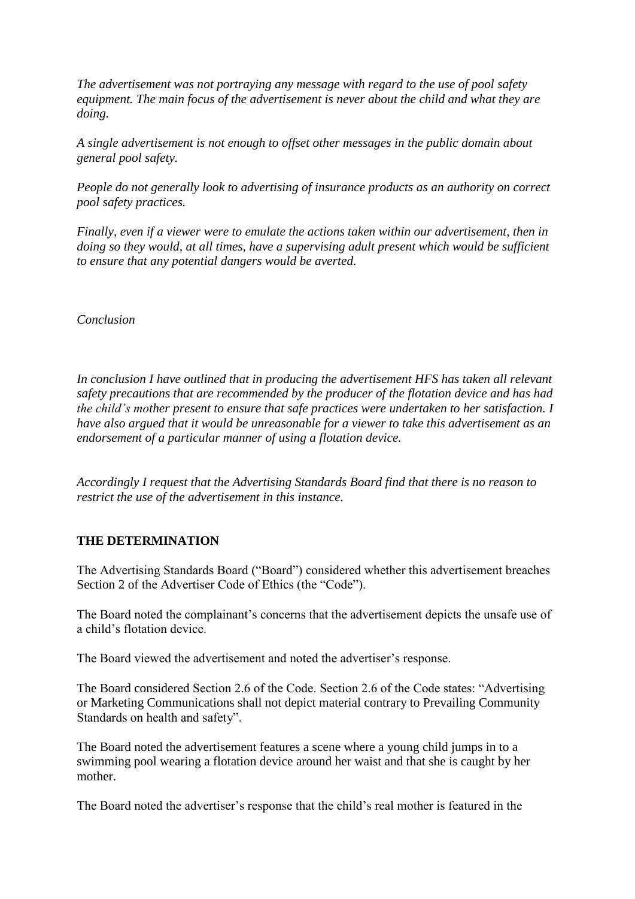*The advertisement was not portraying any message with regard to the use of pool safety equipment. The main focus of the advertisement is never about the child and what they are doing.*

*A single advertisement is not enough to offset other messages in the public domain about general pool safety.*

*People do not generally look to advertising of insurance products as an authority on correct pool safety practices.*

*Finally, even if a viewer were to emulate the actions taken within our advertisement, then in doing so they would, at all times, have a supervising adult present which would be sufficient to ensure that any potential dangers would be averted.*

*Conclusion*

*In conclusion I have outlined that in producing the advertisement HFS has taken all relevant safety precautions that are recommended by the producer of the flotation device and has had the child's mother present to ensure that safe practices were undertaken to her satisfaction. I have also argued that it would be unreasonable for a viewer to take this advertisement as an endorsement of a particular manner of using a flotation device.*

*Accordingly I request that the Advertising Standards Board find that there is no reason to restrict the use of the advertisement in this instance.*

## THE DETERMINATION

The Advertising Standards Board ("Board") considered whether this advertisement breaches Section 2 of the Advertiser Code of Ethics (the "Code").

The Board noted the complainant's concerns that the advertisement depicts the unsafe use of a child's flotation device.

The Board viewed the advertisement and noted the advertiser's response.

The Board considered Section 2.6 of the Code. Section 2.6 of the Code states: "Advertising or Marketing Communications shall not depict material contrary to Prevailing Community Standards on health and safety".

The Board noted the advertisement features a scene where a young child jumps in to a swimming pool wearing a flotation device around her waist and that she is caught by her mother.

The Board noted the advertiser's response that the child's real mother is featured in the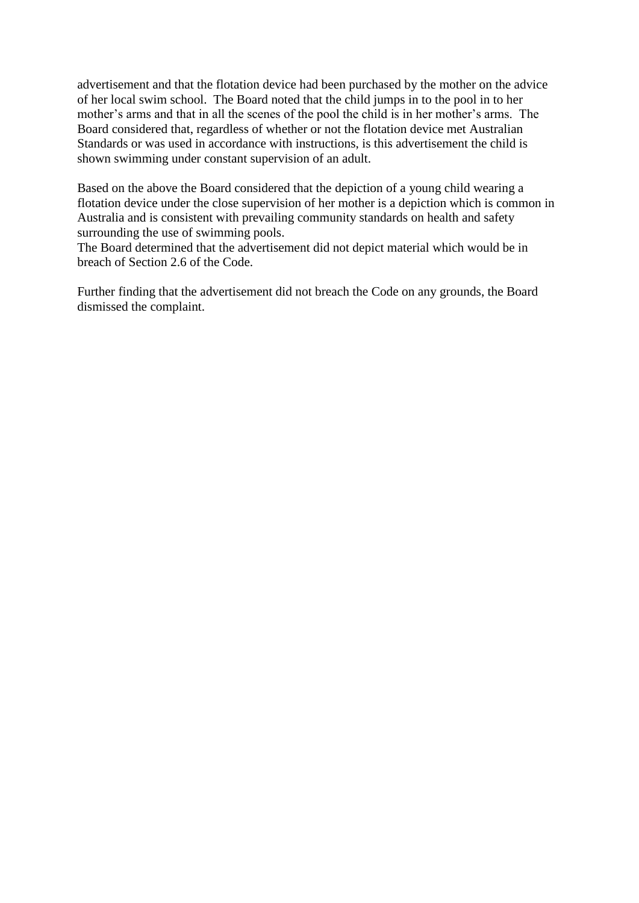advertisement and that the flotation device had been purchased by the mother on the advice of her local swim school. The Board noted that the child jumps in to the pool in to her mother's arms and that in all the scenes of the pool the child is in her mother's arms. The Board considered that, regardless of whether or not the flotation device met Australian Standards or was used in accordance with instructions, is this advertisement the child is shown swimming under constant supervision of an adult.

Based on the above the Board considered that the depiction of a young child wearing a flotation device under the close supervision of her mother is a depiction which is common in Australia and is consistent with prevailing community standards on health and safety surrounding the use of swimming pools.
The Board determined that the advertisement did not depict material which would be in breach of Section 2.6 of the Code.

Further finding that the advertisement did not breach the Code on any grounds, the Board dismissed the complaint.